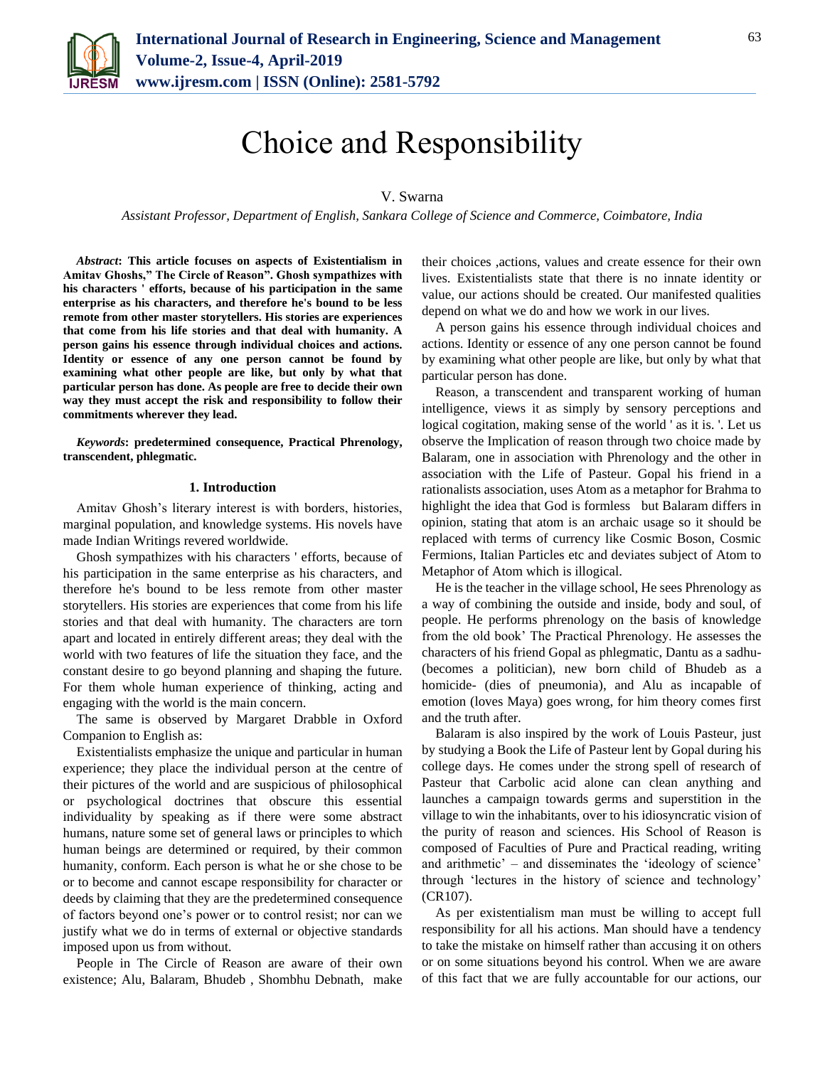# Choice and Responsibility

V. Swarna

*Assistant Professor, Department of English, Sankara College of Science and Commerce, Coimbatore, India*

***Abstract*: This article focuses on aspects of Existentialism in Amitav Ghoshs," The Circle of Reason". Ghosh sympathizes with his characters ' efforts, because of his participation in the same enterprise as his characters, and therefore he's bound to be less remote from other master storytellers. His stories are experiences that come from his life stories and that deal with humanity. A person gains his essence through individual choices and actions. Identity or essence of any one person cannot be found by examining what other people are like, but only by what that particular person has done. As people are free to decide their own way they must accept the risk and responsibility to follow their commitments wherever they lead.**

***Keywords*: predetermined consequence, Practical Phrenology, transcendent, phlegmatic.**

## 1. Introduction

Amitav Ghosh's literary interest is with borders, histories, marginal population, and knowledge systems. His novels have made Indian Writings revered worldwide.

Ghosh sympathizes with his characters ' efforts, because of his participation in the same enterprise as his characters, and therefore he's bound to be less remote from other master storytellers. His stories are experiences that come from his life stories and that deal with humanity. The characters are torn apart and located in entirely different areas; they deal with the world with two features of life the situation they face, and the constant desire to go beyond planning and shaping the future. For them whole human experience of thinking, acting and engaging with the world is the main concern.

The same is observed by Margaret Drabble in Oxford Companion to English as:

Existentialists emphasize the unique and particular in human experience; they place the individual person at the centre of their pictures of the world and are suspicious of philosophical or psychological doctrines that obscure this essential individuality by speaking as if there were some abstract humans, nature some set of general laws or principles to which human beings are determined or required, by their common humanity, conform. Each person is what he or she chose to be or to become and cannot escape responsibility for character or deeds by claiming that they are the predetermined consequence of factors beyond one's power or to control resist; nor can we justify what we do in terms of external or objective standards imposed upon us from without.

People in The Circle of Reason are aware of their own existence; Alu, Balaram, Bhudeb , Shombhu Debnath, make their choices ,actions, values and create essence for their own lives. Existentialists state that there is no innate identity or value, our actions should be created. Our manifested qualities depend on what we do and how we work in our lives.

A person gains his essence through individual choices and actions. Identity or essence of any one person cannot be found by examining what other people are like, but only by what that particular person has done.

Reason, a transcendent and transparent working of human intelligence, views it as simply by sensory perceptions and logical cogitation, making sense of the world ' as it is. '. Let us observe the Implication of reason through two choice made by Balaram, one in association with Phrenology and the other in association with the Life of Pasteur. Gopal his friend in a rationalists association, uses Atom as a metaphor for Brahma to highlight the idea that God is formless but Balaram differs in opinion, stating that atom is an archaic usage so it should be replaced with terms of currency like Cosmic Boson, Cosmic Fermions, Italian Particles etc and deviates subject of Atom to Metaphor of Atom which is illogical.

He is the teacher in the village school, He sees Phrenology as a way of combining the outside and inside, body and soul, of people. He performs phrenology on the basis of knowledge from the old book' The Practical Phrenology. He assesses the characters of his friend Gopal as phlegmatic, Dantu as a sadhu- (becomes a politician), new born child of Bhudeb as a homicide- (dies of pneumonia), and Alu as incapable of emotion (loves Maya) goes wrong, for him theory comes first and the truth after.

Balaram is also inspired by the work of Louis Pasteur, just by studying a Book the Life of Pasteur lent by Gopal during his college days. He comes under the strong spell of research of Pasteur that Carbolic acid alone can clean anything and launches a campaign towards germs and superstition in the village to win the inhabitants, over to his idiosyncratic vision of the purity of reason and sciences. His School of Reason is composed of Faculties of Pure and Practical reading, writing and arithmetic' – and disseminates the 'ideology of science' through 'lectures in the history of science and technology' (CR107).

As per existentialism man must be willing to accept full responsibility for all his actions. Man should have a tendency to take the mistake on himself rather than accusing it on others or on some situations beyond his control. When we are aware of this fact that we are fully accountable for our actions, our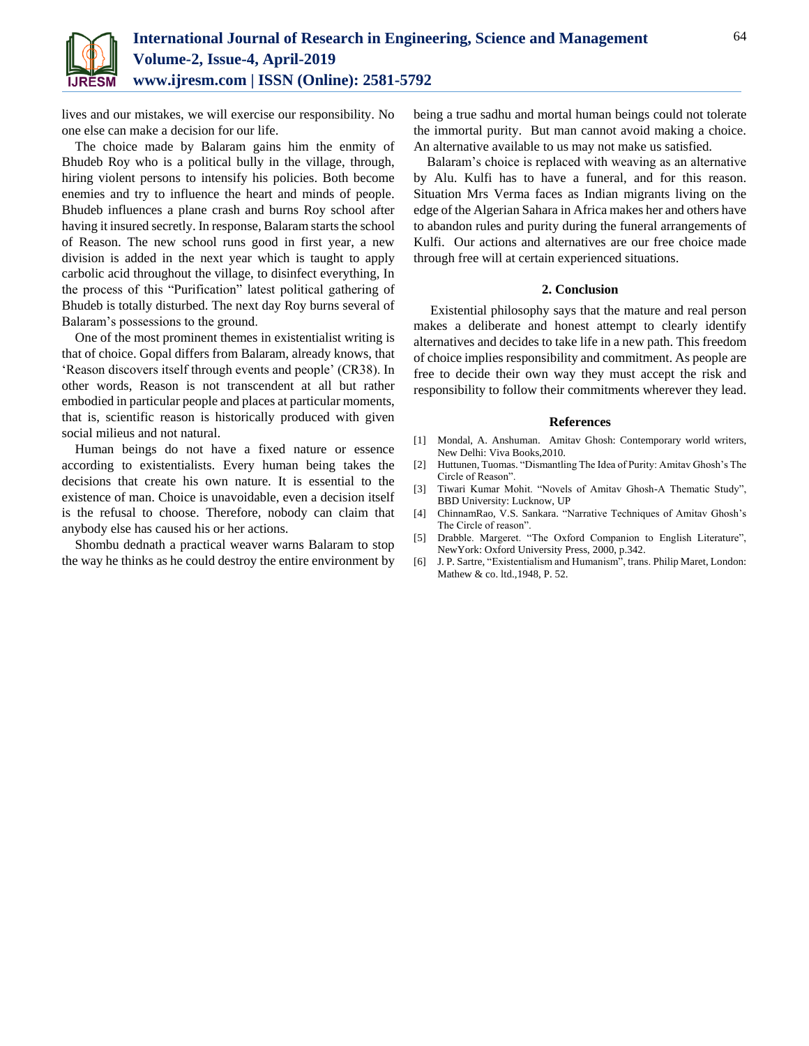lives and our mistakes, we will exercise our responsibility. No one else can make a decision for our life.

The choice made by Balaram gains him the enmity of Bhudeb Roy who is a political bully in the village, through, hiring violent persons to intensify his policies. Both become enemies and try to influence the heart and minds of people. Bhudeb influences a plane crash and burns Roy school after having it insured secretly. In response, Balaram starts the school of Reason. The new school runs good in first year, a new division is added in the next year which is taught to apply carbolic acid throughout the village, to disinfect everything, In the process of this "Purification" latest political gathering of Bhudeb is totally disturbed. The next day Roy burns several of Balaram's possessions to the ground.

One of the most prominent themes in existentialist writing is that of choice. Gopal differs from Balaram, already knows, that 'Reason discovers itself through events and people' (CR38). In other words, Reason is not transcendent at all but rather embodied in particular people and places at particular moments, that is, scientific reason is historically produced with given social milieus and not natural.

Human beings do not have a fixed nature or essence according to existentialists. Every human being takes the decisions that create his own nature. It is essential to the existence of man. Choice is unavoidable, even a decision itself is the refusal to choose. Therefore, nobody can claim that anybody else has caused his or her actions.

Shombu dednath a practical weaver warns Balaram to stop the way he thinks as he could destroy the entire environment by being a true sadhu and mortal human beings could not tolerate the immortal purity. But man cannot avoid making a choice. An alternative available to us may not make us satisfied.

Balaram's choice is replaced with weaving as an alternative by Alu. Kulfi has to have a funeral, and for this reason. Situation Mrs Verma faces as Indian migrants living on the edge of the Algerian Sahara in Africa makes her and others have to abandon rules and purity during the funeral arrangements of Kulfi. Our actions and alternatives are our free choice made through free will at certain experienced situations.

## 2. Conclusion

Existential philosophy says that the mature and real person makes a deliberate and honest attempt to clearly identify alternatives and decides to take life in a new path. This freedom of choice implies responsibility and commitment. As people are free to decide their own way they must accept the risk and responsibility to follow their commitments wherever they lead.

## References

1. [1] Mondal, A. Anshuman. Amitav Ghosh: Contemporary world writers, New Delhi: Viva Books,2010.
2. [2] Huttunen, Tuomas. "Dismantling The Idea of Purity: Amitav Ghosh's The Circle of Reason".
3. [3] Tiwari Kumar Mohit. "Novels of Amitav Ghosh-A Thematic Study", BBD University: Lucknow, UP
4. [4] ChinnamRao, V.S. Sankara. "Narrative Techniques of Amitav Ghosh's The Circle of reason".
5. [5] Drabble. Margeret. "The Oxford Companion to English Literature", NewYork: Oxford University Press, 2000, p.342.
6. [6] J. P. Sartre, "Existentialism and Humanism", trans. Philip Maret, London: Mathew & co. ltd.,1948, P. 52.